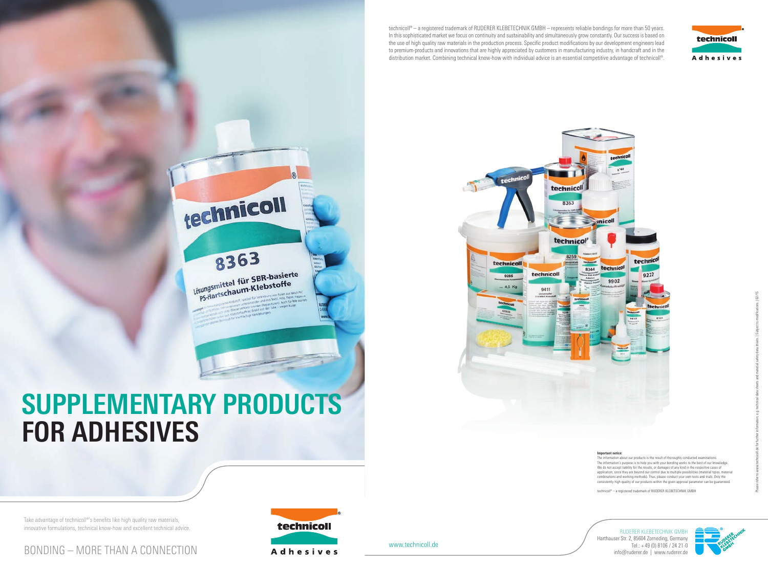technicoll® – a registered trademark of RUDERER KLEBETECHNIK GMBH – represents reliable bondings for more than 50 years. In this sophisticated market we focus on continuity and sustainability and simultaneously grow constantly. Our success is based on the use of high quality raw materials in the production process. Specific product modifications by our development engineers lead to premium-products and innovations that are highly appreciated by customers in manufacturing industry, in handcraft and in the distribution market. Combining technical know-how with individual advice is an essential competitive advantage of technicoll®.

# SUPPLEMENTARY PRODUCTS FOR ADHESIVES

**Important notice:**
The information about our products is the result of thoroughly conducted examinations. The information's purpose is to help you with your bonding works to the best of our knowledge. We do not accept liability for the results, or damages of any kind in the respective cases of application, since they are beyond our control due to multiple possibilities (material types, material combinations and working methods). Thus, please conduct your own tests and trials. Only the consistently high quality of our products within the given approval parameter can be guaranteed.

technicoll® – a registered trademark of RUDERER KLEBETECHNIK GMBH

Please refer to www.technicoll.de for further information, e.g. technical data sheets and material safety data sheets. | Subject to modifications. | 02/15

Take advantage of technicoll®'s benefits like high quality raw materials, innovative formulations, technical know-how and excellent technical advice.

BONDING – MORE THAN A CONNECTION

technicoll Adhesives

www.technicoll.de

RUDERER KLEBETECHNIK GMBH
Harthauser Str. 2, 85604 Zorneding, Germany
Tel.: + 49 (0) 8106 / 24 21-0
info@ruderer.de | www.ruderer.de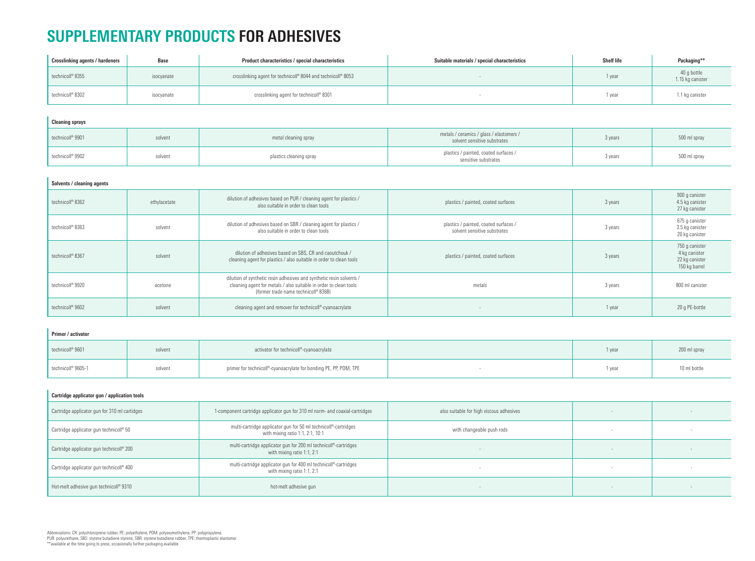# SUPPLEMENTARY PRODUCTS FOR ADHESIVES

| Crosslinking agents / hardeners | Base | Product characteristics / special characteristics | Suitable materials / special characteristics | Shelf life | Packaging** |
|---|---|---|---|---|---|
| technicoll® 8355 | isocyanate | crosslinking agent for technicoll® 8044 and technicoll® 8053 | - | 1 year | 40 g bottle<br>1.15 kg canister |
| technicoll® 8302 | isocyanate | crosslinking agent for technicoll® 8301 | - | 1 year | 1.1 kg canister |

| Cleaning sprays | | | | | |
|---|---|---|---|---|---|
| technicoll® 9901 | solvent | metal cleaning spray | metals / ceramics / glass / elastomers / solvent sensitive substrates | 3 years | 500 ml spray |
| technicoll® 9902 | solvent | plastics cleaning spray | plastics / painted, coated surfaces / sensitive substrates | 3 years | 500 ml spray |

| Solvents / cleaning agents | | | | | |
|---|---|---|---|---|---|
| technicoll® 8362 | ethylacetate | dilution of adhesives based on PUR / cleaning agent for plastics / also suitable in order to clean tools | plastics / painted, coated surfaces | 3 years | 900 g canister<br>4.5 kg canister<br>27 kg canister |
| technicoll® 8363 | solvent | dilution of adhesives based on SBR / cleaning agent for plastics / also suitable in order to clean tools | plastics / painted, coated surfaces / solvent sensitive substrates | 3 years | 675 g canister<br>3.5 kg canister<br>20 kg canister |
| technicoll® 8367 | solvent | dilution of adhesives based on SBS, CR and caoutchouk / cleaning agent for plastics / also suitable in order to clean tools | plastics / painted, coated surfaces | 3 years | 750 g canister<br>4 kg canister<br>22 kg canister<br>150 kg barrel |
| technicoll® 9920 | acetone | dilution of synthetic resin adhesives and synthetic resin solvents / cleaning agent for metals / also suitable in order to clean tools (former trade name technicoll® 8368) | metals | 3 years | 800 ml canister |
| technicoll® 9602 | solvent | cleaning agent and remover for technicoll®-cyanoacrylate | - | 1 year | 20 g PE-bottle |

| Primer / activator | | | | | |
|---|---|---|---|---|---|
| technicoll® 9601 | solvent | activator for technicoll®-cyanoacrylate | | 1 year | 200 ml spray |
| technicoll® 9605-1 | solvent | primer for technicoll®-cyanoacrylate for bonding PE, PP, POM, TPE | - | 1 year | 10 ml bottle |

| Cartridge applicator gun / application tools | | | | |
|---|---|---|---|---|
| Cartridge applicator gun for 310 ml cartidges | 1-component cartridge applicator gun for 310 ml norm- and coaxial-cartridges | also suitable for high viscous adhesives | - | - |
| Cartridge applicator gun technicoll® 50 | multi-cartridge applicator gun for 50 ml technicoll®-cartridges with mixing ratio 1:1, 2:1, 10:1 | with changeable push rods | - | - |
| Cartridge applicator gun technicoll® 200 | multi-cartridge applicator gun for 200 ml technicoll®-cartridges with mixing ratio 1:1, 2:1 | - | - | - |
| Cartridge applicator gun technicoll® 400 | multi-cartridge applicator gun for 400 ml technicoll®-cartridges with mixing ratio 1:1, 2:1 | - | - | - |
| Hot-melt adhesive gun technicoll® 9310 | hot-melt adhesive gun | - | - | - |

Abbreviations: CR: polychloroprene rubber, PE: polyethylene, POM: polyoxymethylene, PP: polypropylene,
PUR: polyurethane, SBS: styrene butadiene styrene, SBR: styrene butadiene rubber, TPE: thermoplastic elastomer
**available at the time going to press, occasionally further packaging available